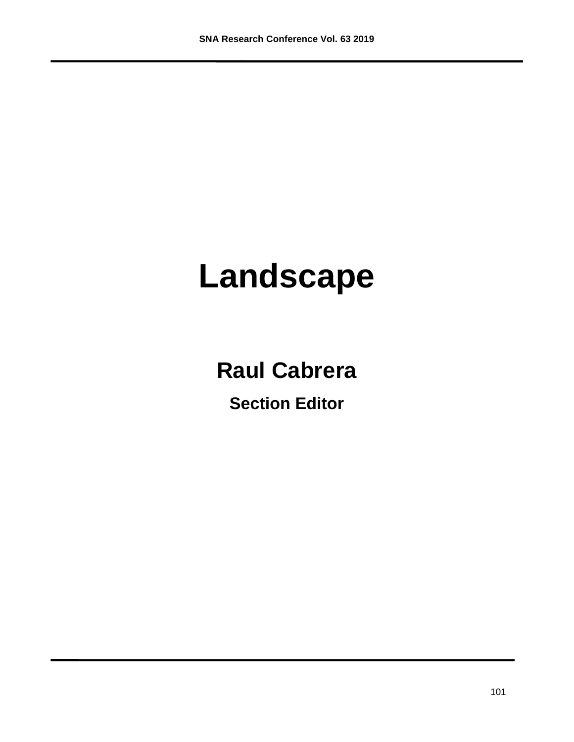# Landscape

## Raul Cabrera

### Section Editor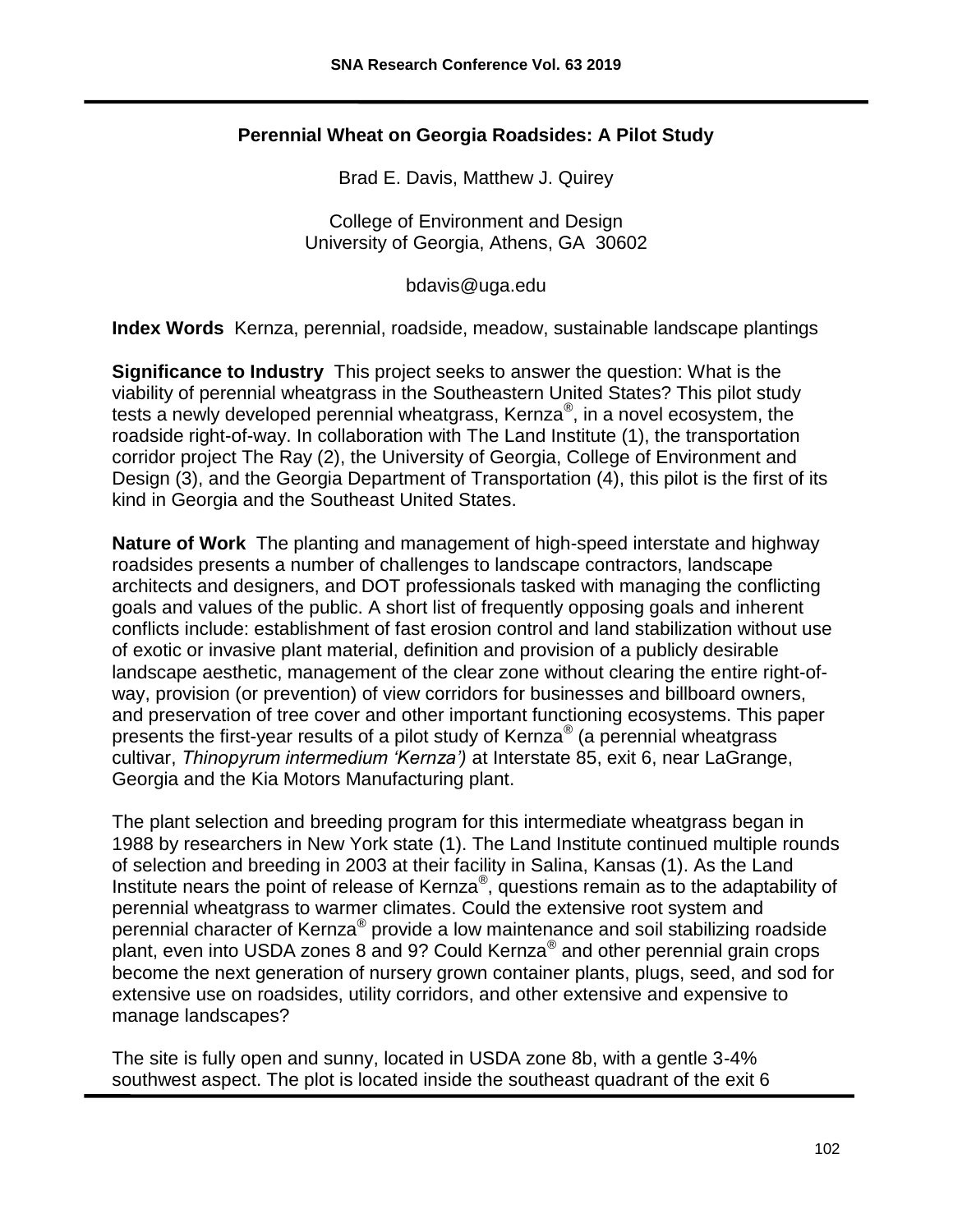## Perennial Wheat on Georgia Roadsides: A Pilot Study

Brad E. Davis, Matthew J. Quirey

College of Environment and Design
University of Georgia, Athens, GA 30602

bdavis@uga.edu

**Index Words** Kernza, perennial, roadside, meadow, sustainable landscape plantings

**Significance to Industry** This project seeks to answer the question: What is the viability of perennial wheatgrass in the Southeastern United States? This pilot study tests a newly developed perennial wheatgrass, Kernza®, in a novel ecosystem, the roadside right-of-way. In collaboration with The Land Institute (1), the transportation corridor project The Ray (2), the University of Georgia, College of Environment and Design (3), and the Georgia Department of Transportation (4), this pilot is the first of its kind in Georgia and the Southeast United States.

**Nature of Work** The planting and management of high-speed interstate and highway roadsides presents a number of challenges to landscape contractors, landscape architects and designers, and DOT professionals tasked with managing the conflicting goals and values of the public. A short list of frequently opposing goals and inherent conflicts include: establishment of fast erosion control and land stabilization without use of exotic or invasive plant material, definition and provision of a publicly desirable landscape aesthetic, management of the clear zone without clearing the entire right-of-way, provision (or prevention) of view corridors for businesses and billboard owners, and preservation of tree cover and other important functioning ecosystems. This paper presents the first-year results of a pilot study of Kernza® (a perennial wheatgrass cultivar, *Thinopyrum intermedium 'Kernza')* at Interstate 85, exit 6, near LaGrange, Georgia and the Kia Motors Manufacturing plant.

The plant selection and breeding program for this intermediate wheatgrass began in 1988 by researchers in New York state (1). The Land Institute continued multiple rounds of selection and breeding in 2003 at their facility in Salina, Kansas (1). As the Land Institute nears the point of release of Kernza®, questions remain as to the adaptability of perennial wheatgrass to warmer climates. Could the extensive root system and perennial character of Kernza® provide a low maintenance and soil stabilizing roadside plant, even into USDA zones 8 and 9? Could Kernza® and other perennial grain crops become the next generation of nursery grown container plants, plugs, seed, and sod for extensive use on roadsides, utility corridors, and other extensive and expensive to manage landscapes?

The site is fully open and sunny, located in USDA zone 8b, with a gentle 3-4% southwest aspect. The plot is located inside the southeast quadrant of the exit 6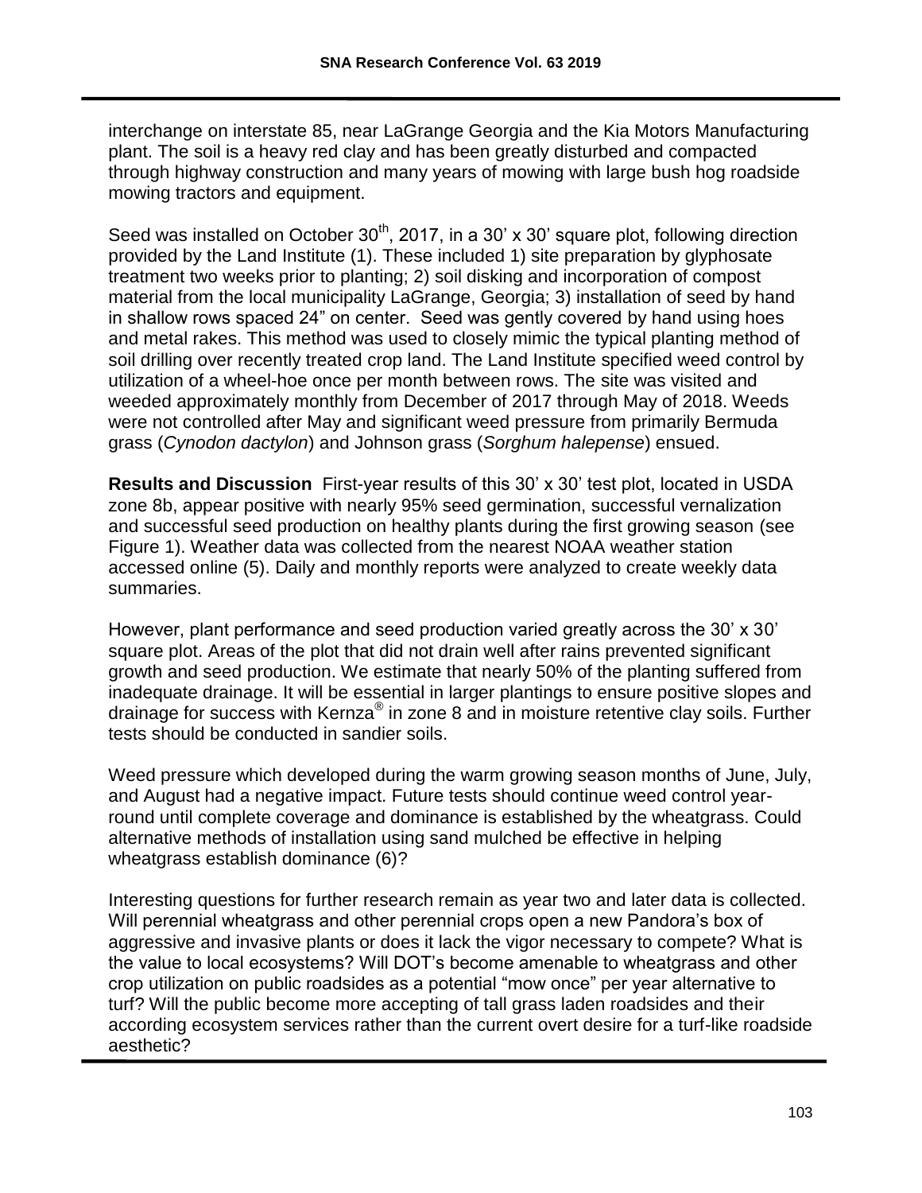interchange on interstate 85, near LaGrange Georgia and the Kia Motors Manufacturing plant. The soil is a heavy red clay and has been greatly disturbed and compacted through highway construction and many years of mowing with large bush hog roadside mowing tractors and equipment.

Seed was installed on October 30th, 2017, in a 30' x 30' square plot, following direction provided by the Land Institute (1). These included 1) site preparation by glyphosate treatment two weeks prior to planting; 2) soil disking and incorporation of compost material from the local municipality LaGrange, Georgia; 3) installation of seed by hand in shallow rows spaced 24" on center. Seed was gently covered by hand using hoes and metal rakes. This method was used to closely mimic the typical planting method of soil drilling over recently treated crop land. The Land Institute specified weed control by utilization of a wheel-hoe once per month between rows. The site was visited and weeded approximately monthly from December of 2017 through May of 2018. Weeds were not controlled after May and significant weed pressure from primarily Bermuda grass (*Cynodon dactylon*) and Johnson grass (*Sorghum halepense*) ensued.

**Results and Discussion** First-year results of this 30' x 30' test plot, located in USDA zone 8b, appear positive with nearly 95% seed germination, successful vernalization and successful seed production on healthy plants during the first growing season (see Figure 1). Weather data was collected from the nearest NOAA weather station accessed online (5). Daily and monthly reports were analyzed to create weekly data summaries.

However, plant performance and seed production varied greatly across the 30' x 30' square plot. Areas of the plot that did not drain well after rains prevented significant growth and seed production. We estimate that nearly 50% of the planting suffered from inadequate drainage. It will be essential in larger plantings to ensure positive slopes and drainage for success with Kernza® in zone 8 and in moisture retentive clay soils. Further tests should be conducted in sandier soils.

Weed pressure which developed during the warm growing season months of June, July, and August had a negative impact. Future tests should continue weed control year-round until complete coverage and dominance is established by the wheatgrass. Could alternative methods of installation using sand mulched be effective in helping wheatgrass establish dominance (6)?

Interesting questions for further research remain as year two and later data is collected. Will perennial wheatgrass and other perennial crops open a new Pandora's box of aggressive and invasive plants or does it lack the vigor necessary to compete? What is the value to local ecosystems? Will DOT's become amenable to wheatgrass and other crop utilization on public roadsides as a potential "mow once" per year alternative to turf? Will the public become more accepting of tall grass laden roadsides and their according ecosystem services rather than the current overt desire for a turf-like roadside aesthetic?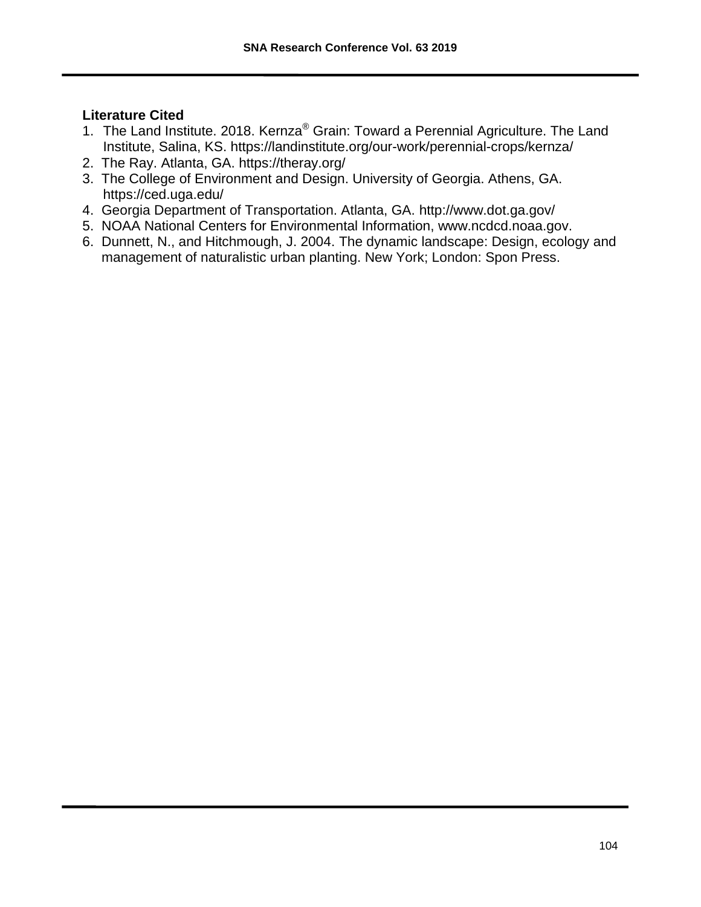**Literature Cited**

1. The Land Institute. 2018. Kernza® Grain: Toward a Perennial Agriculture. The Land Institute, Salina, KS. https://landinstitute.org/our-work/perennial-crops/kernza/
2. The Ray. Atlanta, GA. https://theray.org/
3. The College of Environment and Design. University of Georgia. Athens, GA. https://ced.uga.edu/
4. Georgia Department of Transportation. Atlanta, GA. http://www.dot.ga.gov/
5. NOAA National Centers for Environmental Information, www.ncdcd.noaa.gov.
6. Dunnett, N., and Hitchmough, J. 2004. The dynamic landscape: Design, ecology and management of naturalistic urban planting. New York; London: Spon Press.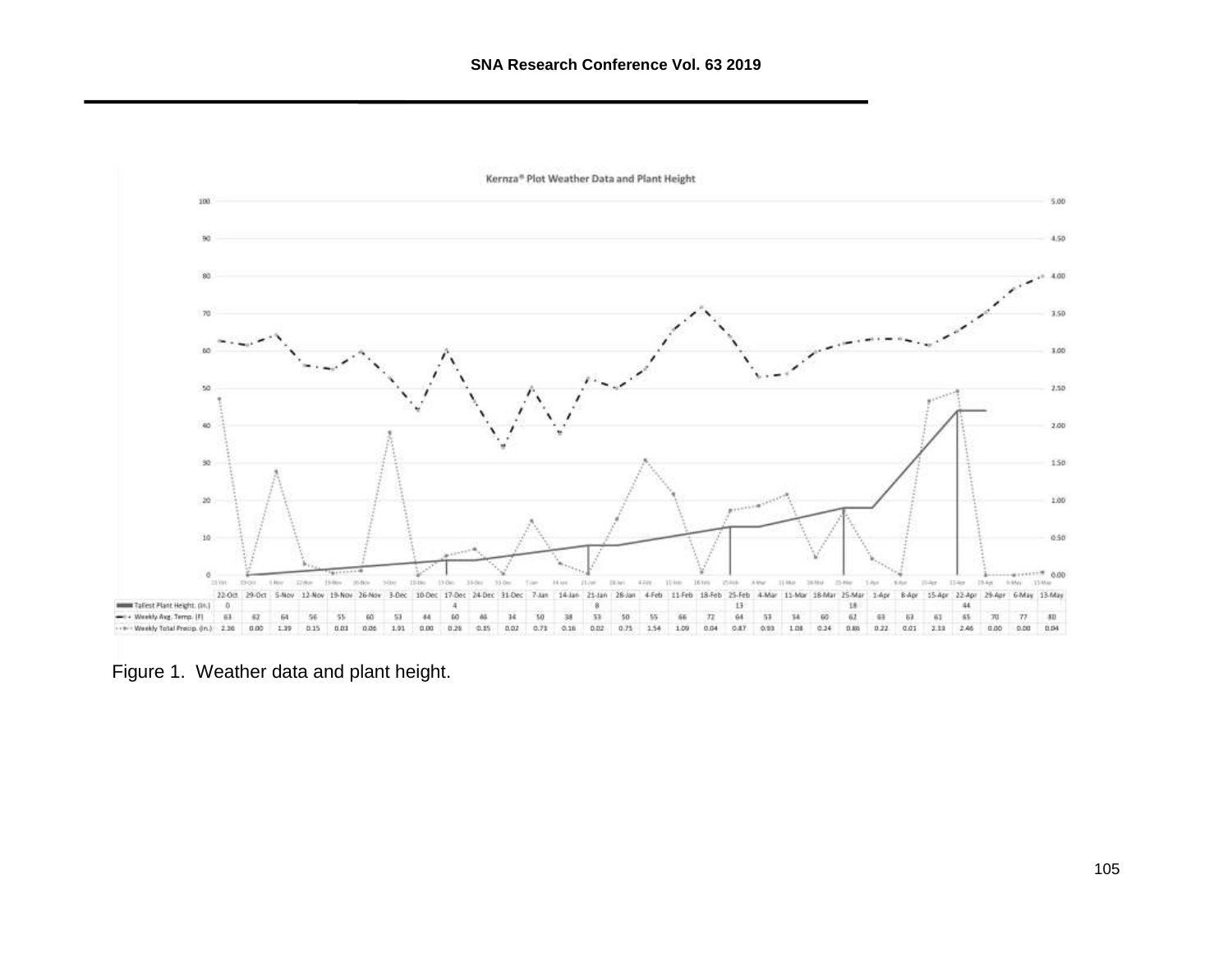**Kernza® Plot Weather Data and Plant Height**

| | 22-Oct | 29-Oct | 5-Nov | 12-Nov | 19-Nov | 26-Nov | 3-Dec | 10-Dec | 17-Dec | 24-Dec | 31-Dec | 7-Jan | 14-Jan | 21-Jan | 28-Jan | 4-Feb | 11-Feb | 18-Feb | 25-Feb | 4-Mar | 11-Mar | 18-Mar | 25-Mar | 1-Apr | 8-Apr | 15-Apr | 22-Apr | 29-Apr | 6-May | 13-May |
|---|---|---|---|---|---|---|---|---|---|---|---|---|---|---|---|---|---|---|---|---|---|---|---|---|---|---|---|---|---|---|
| Tallest Plant Height (in.) | 0 | | | | | | | | 4 | | | | | 8 | | | | | 13 | | | | 18 | | | | 44 | | | |
| Weekly Avg. Temp. (F) | 63 | 62 | 64 | 56 | 55 | 60 | 53 | 44 | 60 | 46 | 34 | 50 | 38 | 53 | 50 | 55 | 66 | 72 | 64 | 53 | 54 | 60 | 62 | 63 | 63 | 61 | 65 | 70 | 77 | 80 |
| Weekly Total Precip. (in.) | 2.36 | 0.00 | 1.39 | 0.15 | 0.03 | 0.06 | 1.91 | 0.00 | 0.26 | 0.35 | 0.02 | 0.73 | 0.16 | 0.02 | 0.75 | 1.54 | 1.09 | 0.04 | 0.87 | 0.93 | 1.08 | 0.24 | 0.88 | 0.22 | 0.01 | 2.33 | 2.46 | 0.00 | 0.00 | 0.04 |

Figure 1. Weather data and plant height.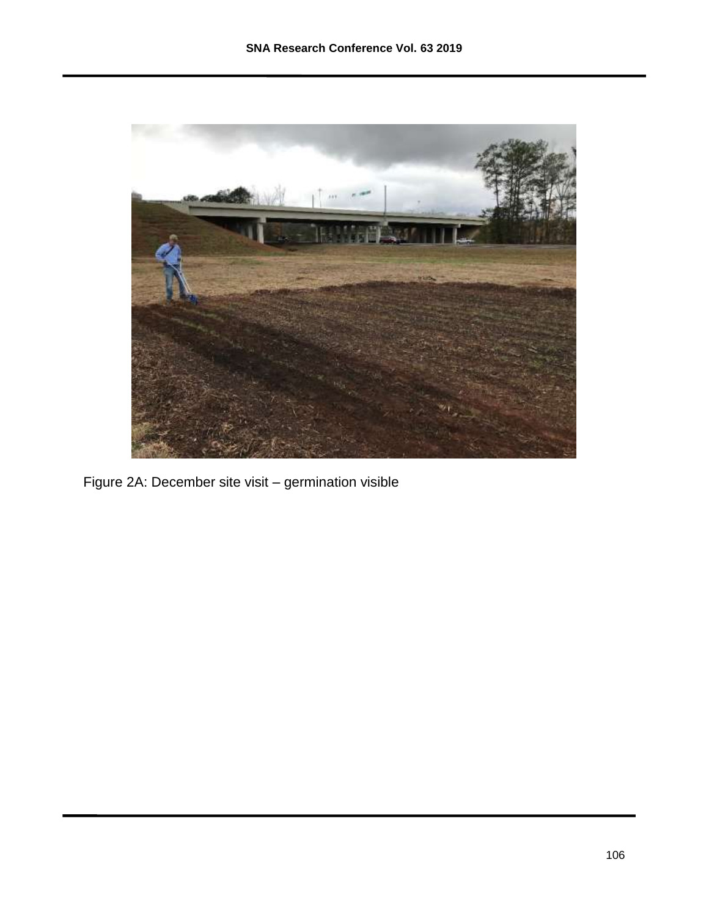Figure 2A: December site visit – germination visible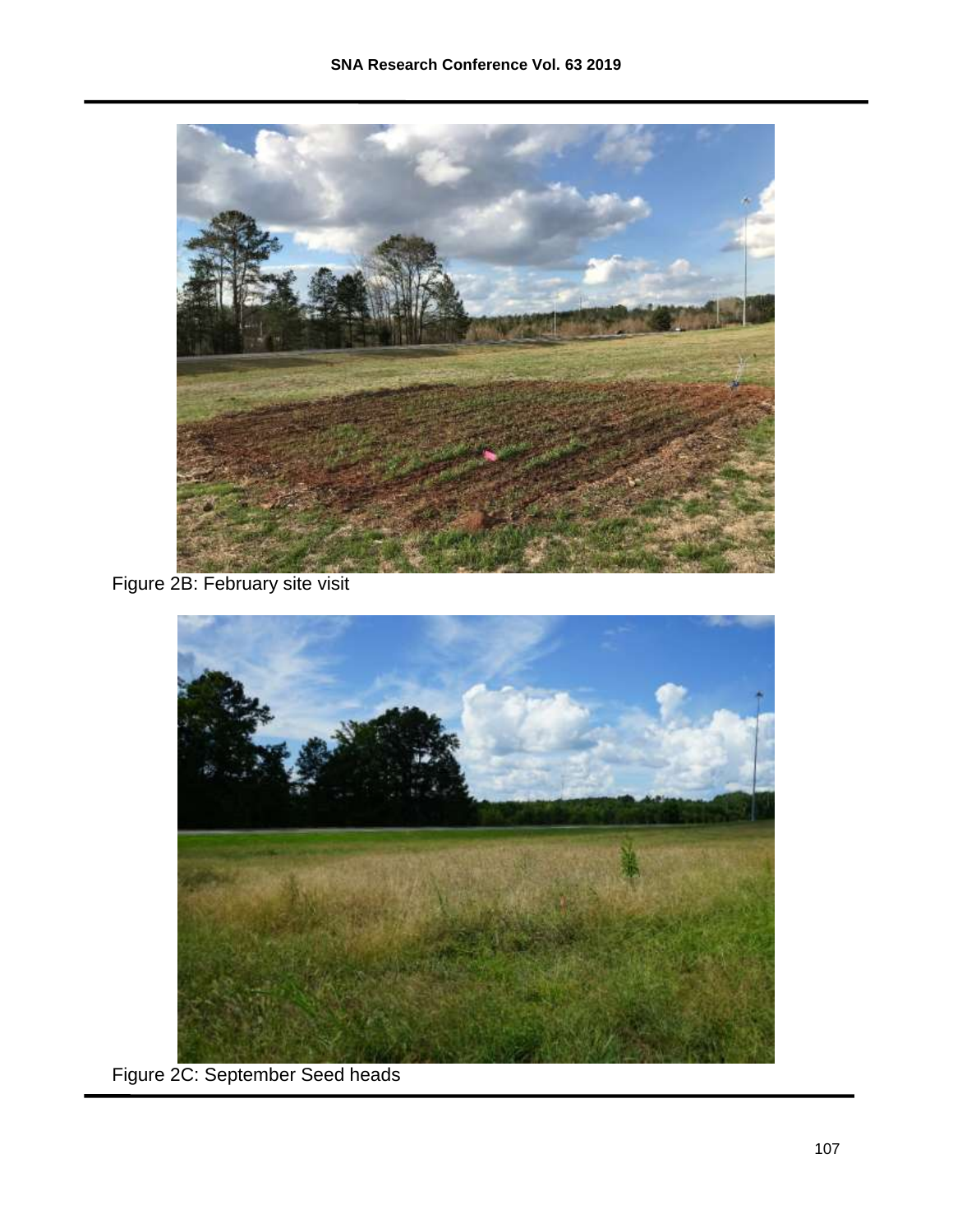Figure 2B: February site visit

Figure 2C: September Seed heads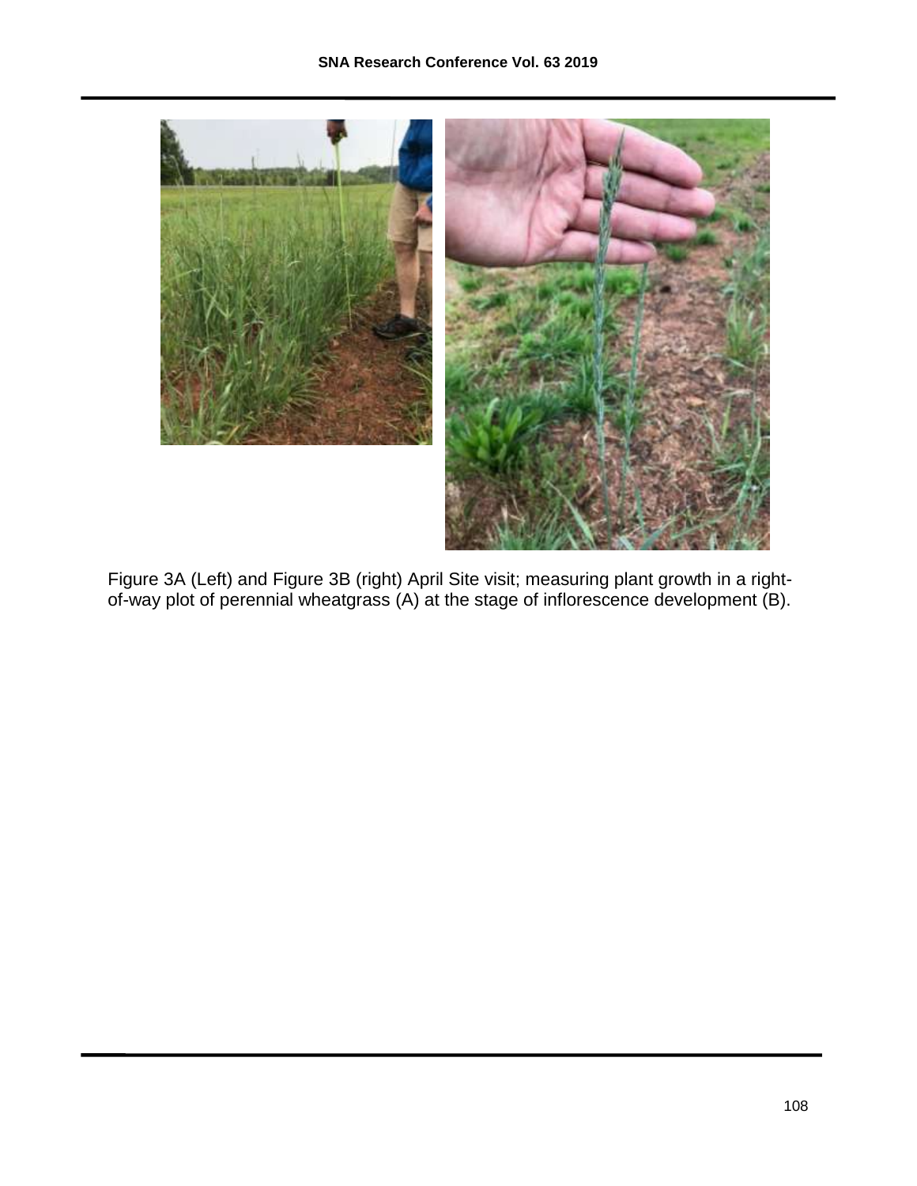Figure 3A (Left) and Figure 3B (right) April Site visit; measuring plant growth in a right-of-way plot of perennial wheatgrass (A) at the stage of inflorescence development (B).